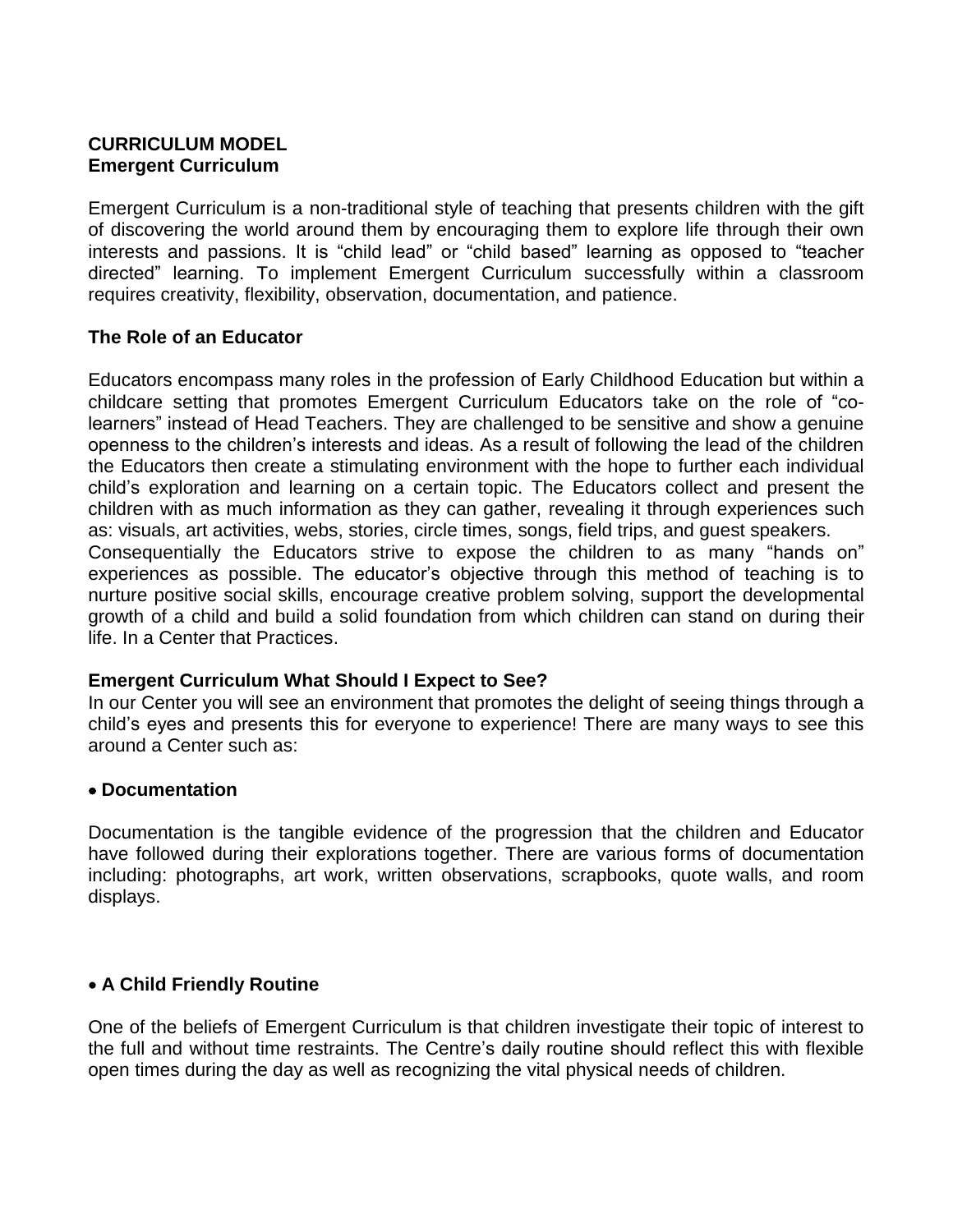**CURRICULUM MODEL**
**Emergent Curriculum**

Emergent Curriculum is a non-traditional style of teaching that presents children with the gift of discovering the world around them by encouraging them to explore life through their own interests and passions. It is "child lead" or "child based" learning as opposed to "teacher directed" learning. To implement Emergent Curriculum successfully within a classroom requires creativity, flexibility, observation, documentation, and patience.

**The Role of an Educator**

Educators encompass many roles in the profession of Early Childhood Education but within a childcare setting that promotes Emergent Curriculum Educators take on the role of "co-learners" instead of Head Teachers. They are challenged to be sensitive and show a genuine openness to the children's interests and ideas. As a result of following the lead of the children the Educators then create a stimulating environment with the hope to further each individual child's exploration and learning on a certain topic. The Educators collect and present the children with as much information as they can gather, revealing it through experiences such as: visuals, art activities, webs, stories, circle times, songs, field trips, and guest speakers.
Consequentially the Educators strive to expose the children to as many "hands on" experiences as possible. The educator's objective through this method of teaching is to nurture positive social skills, encourage creative problem solving, support the developmental growth of a child and build a solid foundation from which children can stand on during their life. In a Center that Practices.

**Emergent Curriculum What Should I Expect to See?**
In our Center you will see an environment that promotes the delight of seeing things through a child's eyes and presents this for everyone to experience! There are many ways to see this around a Center such as:

- **Documentation**

Documentation is the tangible evidence of the progression that the children and Educator have followed during their explorations together. There are various forms of documentation including: photographs, art work, written observations, scrapbooks, quote walls, and room displays.

- **A Child Friendly Routine**

One of the beliefs of Emergent Curriculum is that children investigate their topic of interest to the full and without time restraints. The Centre's daily routine should reflect this with flexible open times during the day as well as recognizing the vital physical needs of children.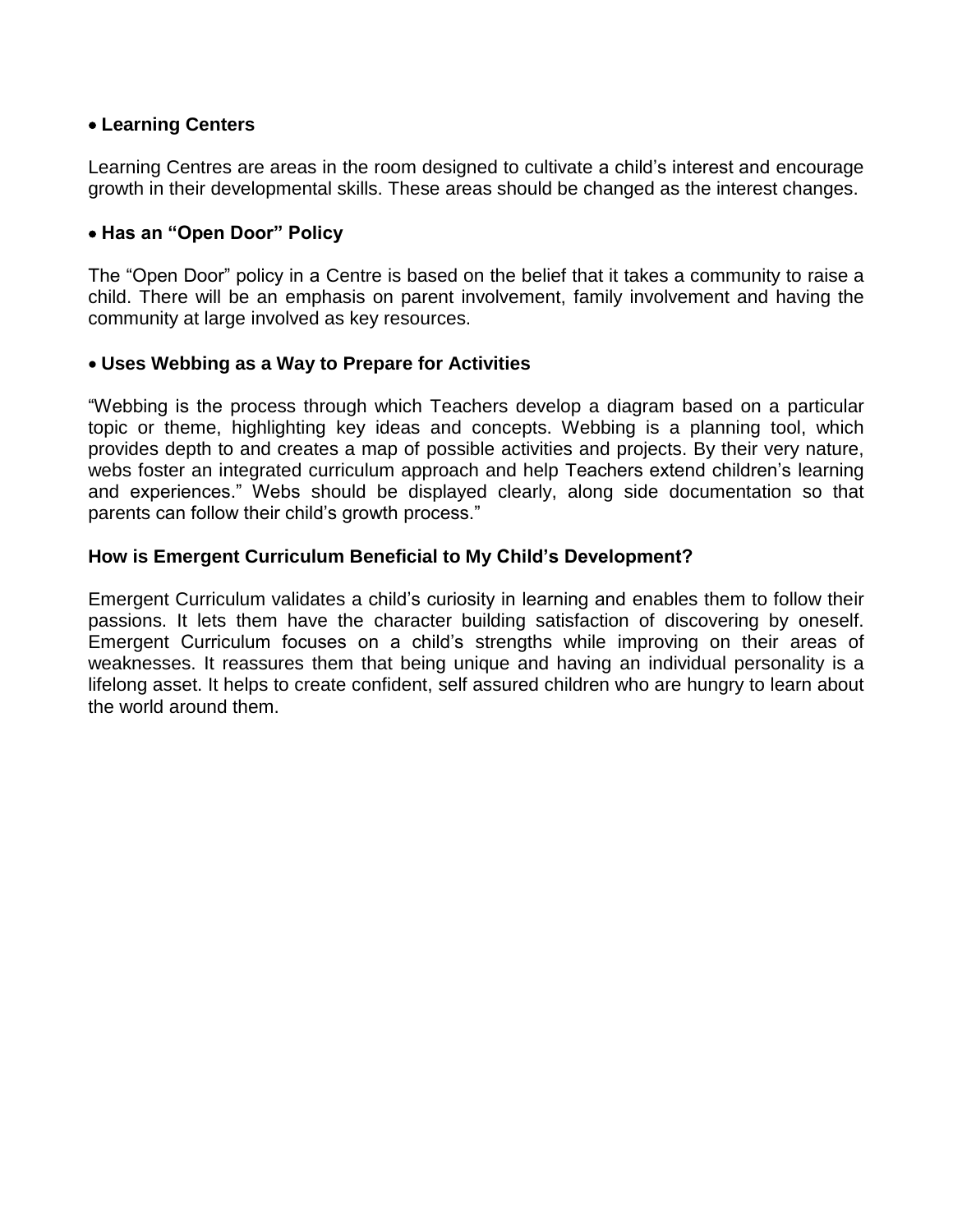- **Learning Centers**

Learning Centres are areas in the room designed to cultivate a child's interest and encourage growth in their developmental skills. These areas should be changed as the interest changes.

- **Has an "Open Door" Policy**

The "Open Door" policy in a Centre is based on the belief that it takes a community to raise a child. There will be an emphasis on parent involvement, family involvement and having the community at large involved as key resources.

- **Uses Webbing as a Way to Prepare for Activities**

"Webbing is the process through which Teachers develop a diagram based on a particular topic or theme, highlighting key ideas and concepts. Webbing is a planning tool, which provides depth to and creates a map of possible activities and projects. By their very nature, webs foster an integrated curriculum approach and help Teachers extend children's learning and experiences." Webs should be displayed clearly, along side documentation so that parents can follow their child's growth process."

**How is Emergent Curriculum Beneficial to My Child's Development?**

Emergent Curriculum validates a child's curiosity in learning and enables them to follow their passions. It lets them have the character building satisfaction of discovering by oneself. Emergent Curriculum focuses on a child's strengths while improving on their areas of weaknesses. It reassures them that being unique and having an individual personality is a lifelong asset. It helps to create confident, self assured children who are hungry to learn about the world around them.